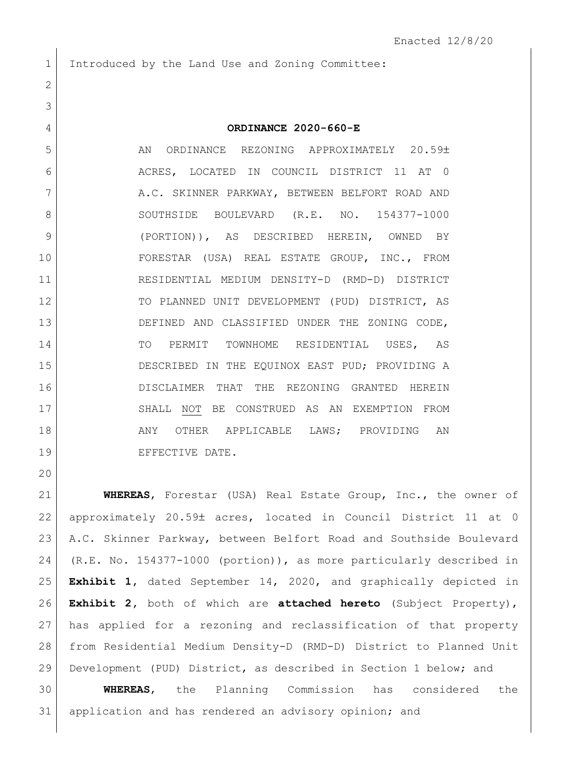Enacted 12/8/20

Introduced by the Land Use and Zoning Committee:

# ORDINANCE 2020-660-E

AN ORDINANCE REZONING APPROXIMATELY 20.59± ACRES, LOCATED IN COUNCIL DISTRICT 11 AT 0 A.C. SKINNER PARKWAY, BETWEEN BELFORT ROAD AND SOUTHSIDE BOULEVARD (R.E. NO. 154377-1000 (PORTION)), AS DESCRIBED HEREIN, OWNED BY FORESTAR (USA) REAL ESTATE GROUP, INC., FROM RESIDENTIAL MEDIUM DENSITY-D (RMD-D) DISTRICT TO PLANNED UNIT DEVELOPMENT (PUD) DISTRICT, AS DEFINED AND CLASSIFIED UNDER THE ZONING CODE, TO PERMIT TOWNHOME RESIDENTIAL USES, AS DESCRIBED IN THE EQUINOX EAST PUD; PROVIDING A DISCLAIMER THAT THE REZONING GRANTED HEREIN SHALL NOT BE CONSTRUED AS AN EXEMPTION FROM ANY OTHER APPLICABLE LAWS; PROVIDING AN EFFECTIVE DATE.

**WHEREAS**, Forestar (USA) Real Estate Group, Inc., the owner of approximately 20.59± acres, located in Council District 11 at 0 A.C. Skinner Parkway, between Belfort Road and Southside Boulevard (R.E. No. 154377-1000 (portion)), as more particularly described in **Exhibit 1**, dated September 14, 2020, and graphically depicted in **Exhibit 2**, both of which are **attached hereto** (Subject Property), has applied for a rezoning and reclassification of that property from Residential Medium Density-D (RMD-D) District to Planned Unit Development (PUD) District, as described in Section 1 below; and

**WHEREAS**, the Planning Commission has considered the application and has rendered an advisory opinion; and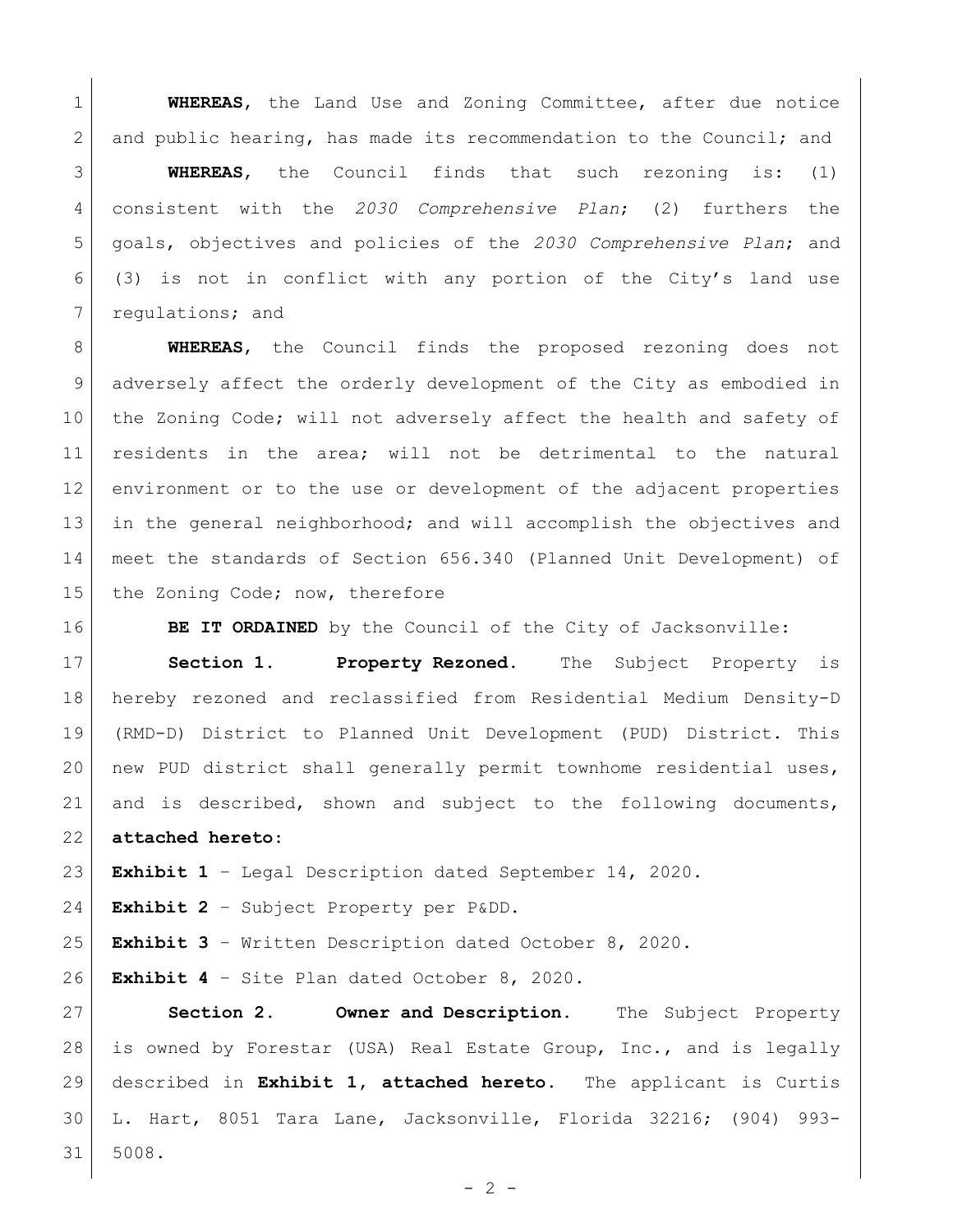**WHEREAS**, the Land Use and Zoning Committee, after due notice and public hearing, has made its recommendation to the Council; and

**WHEREAS**, the Council finds that such rezoning is: (1) consistent with the *2030 Comprehensive Plan*; (2) furthers the goals, objectives and policies of the *2030 Comprehensive Plan*; and (3) is not in conflict with any portion of the City's land use regulations; and

**WHEREAS**, the Council finds the proposed rezoning does not adversely affect the orderly development of the City as embodied in the Zoning Code; will not adversely affect the health and safety of residents in the area; will not be detrimental to the natural environment or to the use or development of the adjacent properties in the general neighborhood; and will accomplish the objectives and meet the standards of Section 656.340 (Planned Unit Development) of the Zoning Code; now, therefore

**BE IT ORDAINED** by the Council of the City of Jacksonville:

**Section 1. Property Rezoned.** The Subject Property is hereby rezoned and reclassified from Residential Medium Density-D (RMD-D) District to Planned Unit Development (PUD) District. This new PUD district shall generally permit townhome residential uses, and is described, shown and subject to the following documents, **attached hereto**:

**Exhibit 1** – Legal Description dated September 14, 2020.

**Exhibit 2** – Subject Property per P&DD.

**Exhibit 3** – Written Description dated October 8, 2020.

**Exhibit 4** – Site Plan dated October 8, 2020.

**Section 2. Owner and Description.** The Subject Property is owned by Forestar (USA) Real Estate Group, Inc., and is legally described in **Exhibit 1, attached hereto**. The applicant is Curtis L. Hart, 8051 Tara Lane, Jacksonville, Florida 32216; (904) 993-5008.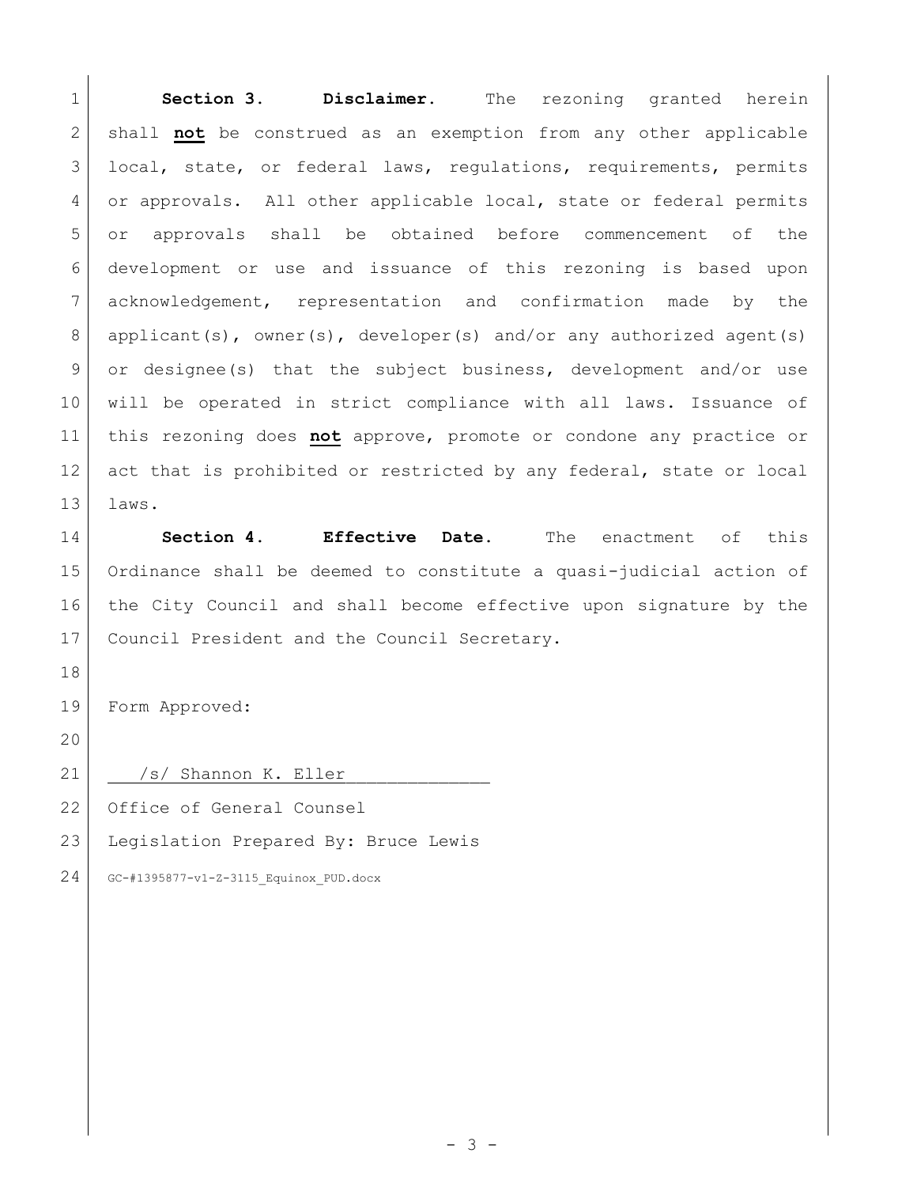**Section 3. Disclaimer.** The rezoning granted herein shall **not** be construed as an exemption from any other applicable local, state, or federal laws, regulations, requirements, permits or approvals. All other applicable local, state or federal permits or approvals shall be obtained before commencement of the development or use and issuance of this rezoning is based upon acknowledgement, representation and confirmation made by the applicant(s), owner(s), developer(s) and/or any authorized agent(s) or designee(s) that the subject business, development and/or use will be operated in strict compliance with all laws. Issuance of this rezoning does **not** approve, promote or condone any practice or act that is prohibited or restricted by any federal, state or local laws.

**Section 4. Effective Date.** The enactment of this Ordinance shall be deemed to constitute a quasi-judicial action of the City Council and shall become effective upon signature by the Council President and the Council Secretary.

Form Approved:

/s/ Shannon K. Eller

Office of General Counsel

Legislation Prepared By: Bruce Lewis

GC-#1395877-v1-Z-3115_Equinox_PUD.docx